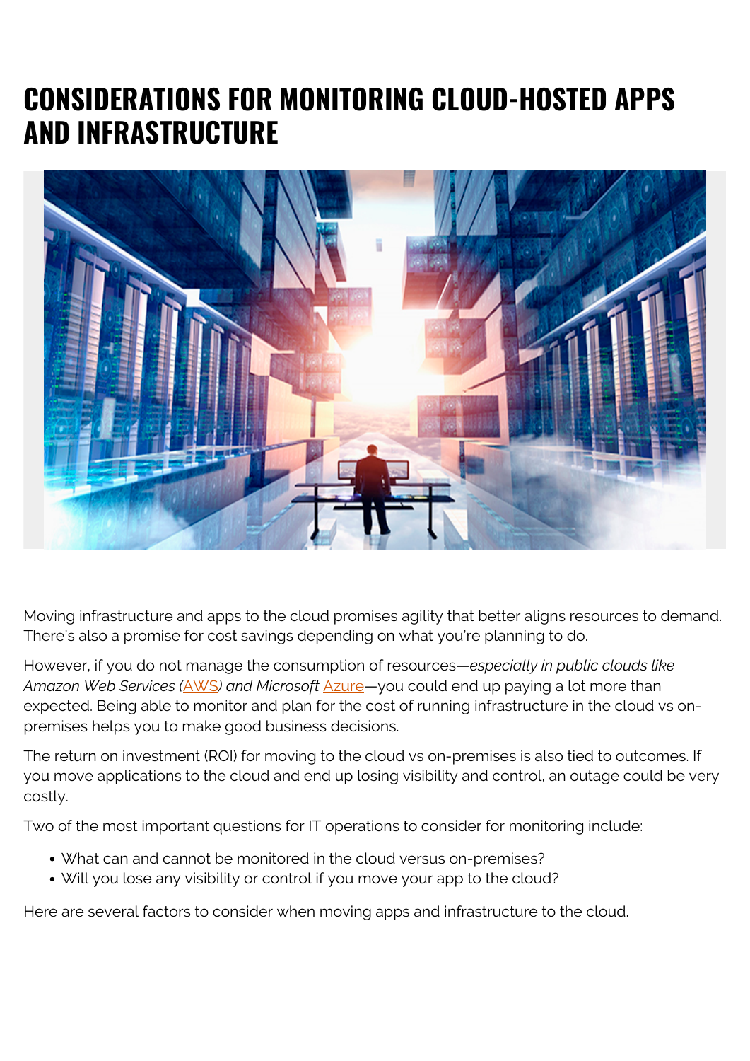# CONSIDERATIONS FOR MONITORING CLOUD-HOSTED APPS AND INFRASTRUCTURE

Moving infrastructure and apps to the cloud promises agility that better aligns resources to demand. There's also a promise for cost savings depending on what you're planning to do.

However, if you do not manage the consumption of resources—*especially in public clouds like Amazon Web Services (*AWS*) and Microsoft* Azure—you could end up paying a lot more than expected. Being able to monitor and plan for the cost of running infrastructure in the cloud vs on-premises helps you to make good business decisions.

The return on investment (ROI) for moving to the cloud vs on-premises is also tied to outcomes. If you move applications to the cloud and end up losing visibility and control, an outage could be very costly.

Two of the most important questions for IT operations to consider for monitoring include:

- What can and cannot be monitored in the cloud versus on-premises?
- Will you lose any visibility or control if you move your app to the cloud?

Here are several factors to consider when moving apps and infrastructure to the cloud.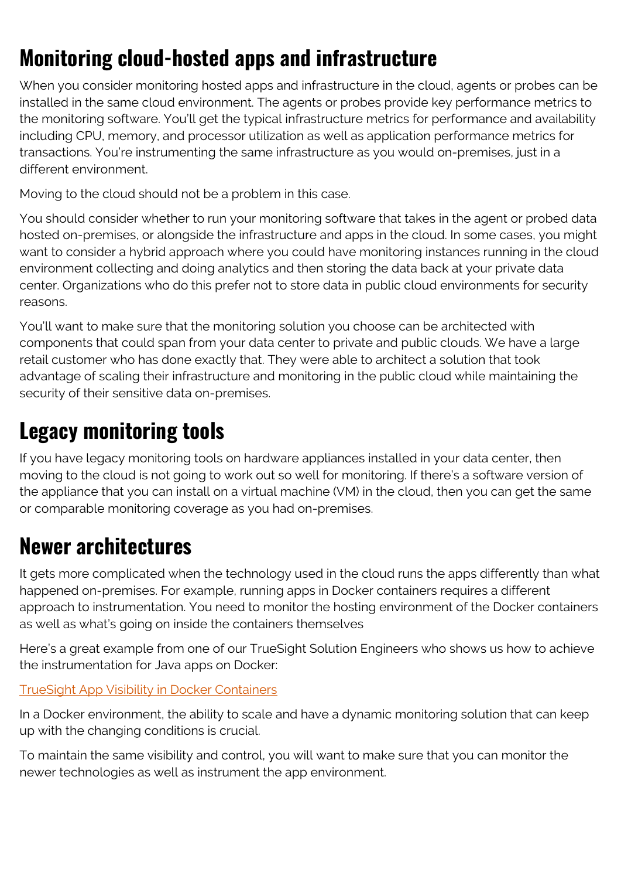## Monitoring cloud-hosted apps and infrastructure

When you consider monitoring hosted apps and infrastructure in the cloud, agents or probes can be installed in the same cloud environment. The agents or probes provide key performance metrics to the monitoring software. You'll get the typical infrastructure metrics for performance and availability including CPU, memory, and processor utilization as well as application performance metrics for transactions. You're instrumenting the same infrastructure as you would on-premises, just in a different environment.

Moving to the cloud should not be a problem in this case.

You should consider whether to run your monitoring software that takes in the agent or probed data hosted on-premises, or alongside the infrastructure and apps in the cloud. In some cases, you might want to consider a hybrid approach where you could have monitoring instances running in the cloud environment collecting and doing analytics and then storing the data back at your private data center. Organizations who do this prefer not to store data in public cloud environments for security reasons.

You'll want to make sure that the monitoring solution you choose can be architected with components that could span from your data center to private and public clouds. We have a large retail customer who has done exactly that. They were able to architect a solution that took advantage of scaling their infrastructure and monitoring in the public cloud while maintaining the security of their sensitive data on-premises.

## Legacy monitoring tools

If you have legacy monitoring tools on hardware appliances installed in your data center, then moving to the cloud is not going to work out so well for monitoring. If there's a software version of the appliance that you can install on a virtual machine (VM) in the cloud, then you can get the same or comparable monitoring coverage as you had on-premises.

## Newer architectures

It gets more complicated when the technology used in the cloud runs the apps differently than what happened on-premises. For example, running apps in Docker containers requires a different approach to instrumentation. You need to monitor the hosting environment of the Docker containers as well as what's going on inside the containers themselves

Here's a great example from one of our TrueSight Solution Engineers who shows us how to achieve the instrumentation for Java apps on Docker:

[TrueSight App Visibility in Docker Containers]

In a Docker environment, the ability to scale and have a dynamic monitoring solution that can keep up with the changing conditions is crucial.

To maintain the same visibility and control, you will want to make sure that you can monitor the newer technologies as well as instrument the app environment.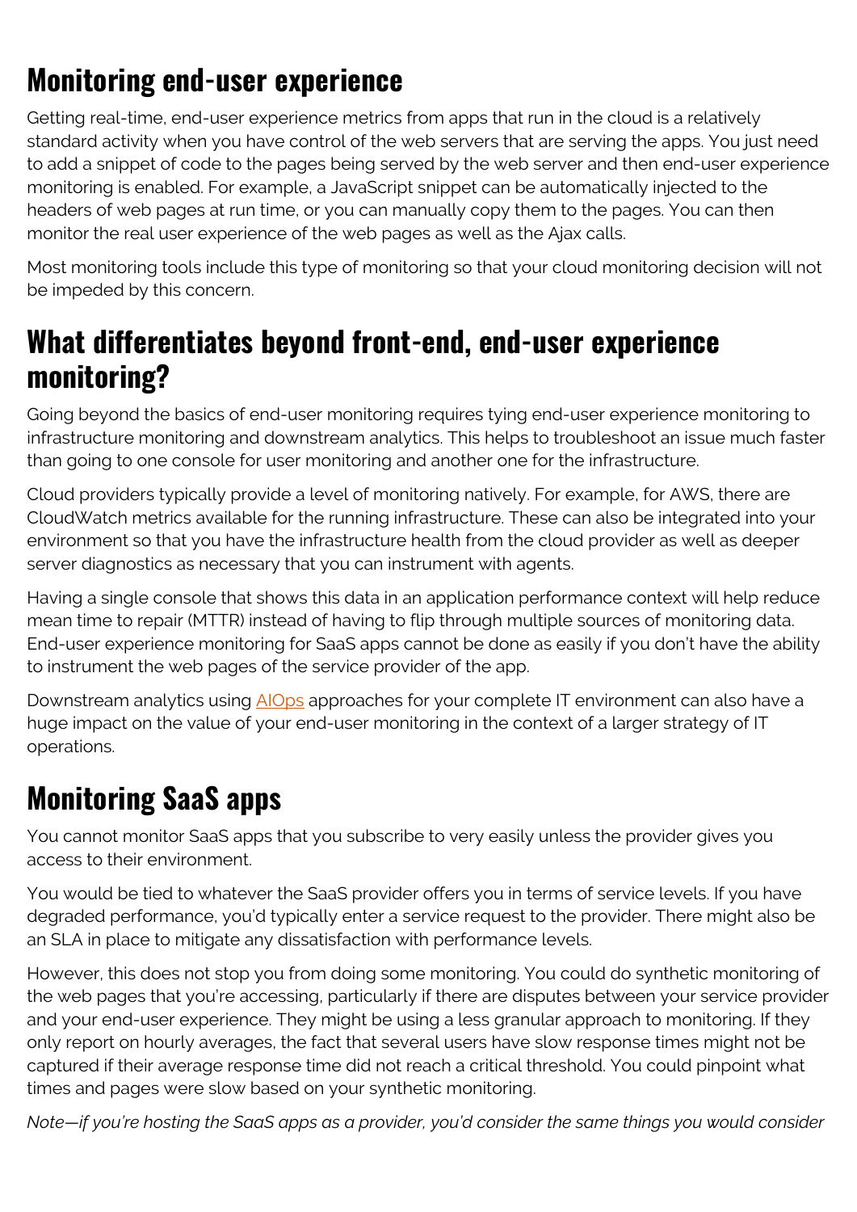## Monitoring end-user experience

Getting real-time, end-user experience metrics from apps that run in the cloud is a relatively standard activity when you have control of the web servers that are serving the apps. You just need to add a snippet of code to the pages being served by the web server and then end-user experience monitoring is enabled. For example, a JavaScript snippet can be automatically injected to the headers of web pages at run time, or you can manually copy them to the pages. You can then monitor the real user experience of the web pages as well as the Ajax calls.

Most monitoring tools include this type of monitoring so that your cloud monitoring decision will not be impeded by this concern.

## What differentiates beyond front-end, end-user experience monitoring?

Going beyond the basics of end-user monitoring requires tying end-user experience monitoring to infrastructure monitoring and downstream analytics. This helps to troubleshoot an issue much faster than going to one console for user monitoring and another one for the infrastructure.

Cloud providers typically provide a level of monitoring natively. For example, for AWS, there are CloudWatch metrics available for the running infrastructure. These can also be integrated into your environment so that you have the infrastructure health from the cloud provider as well as deeper server diagnostics as necessary that you can instrument with agents.

Having a single console that shows this data in an application performance context will help reduce mean time to repair (MTTR) instead of having to flip through multiple sources of monitoring data. End-user experience monitoring for SaaS apps cannot be done as easily if you don't have the ability to instrument the web pages of the service provider of the app.

Downstream analytics using AIOps approaches for your complete IT environment can also have a huge impact on the value of your end-user monitoring in the context of a larger strategy of IT operations.

## Monitoring SaaS apps

You cannot monitor SaaS apps that you subscribe to very easily unless the provider gives you access to their environment.

You would be tied to whatever the SaaS provider offers you in terms of service levels. If you have degraded performance, you'd typically enter a service request to the provider. There might also be an SLA in place to mitigate any dissatisfaction with performance levels.

However, this does not stop you from doing some monitoring. You could do synthetic monitoring of the web pages that you're accessing, particularly if there are disputes between your service provider and your end-user experience. They might be using a less granular approach to monitoring. If they only report on hourly averages, the fact that several users have slow response times might not be captured if their average response time did not reach a critical threshold. You could pinpoint what times and pages were slow based on your synthetic monitoring.

*Note—if you're hosting the SaaS apps as a provider, you'd consider the same things you would consider*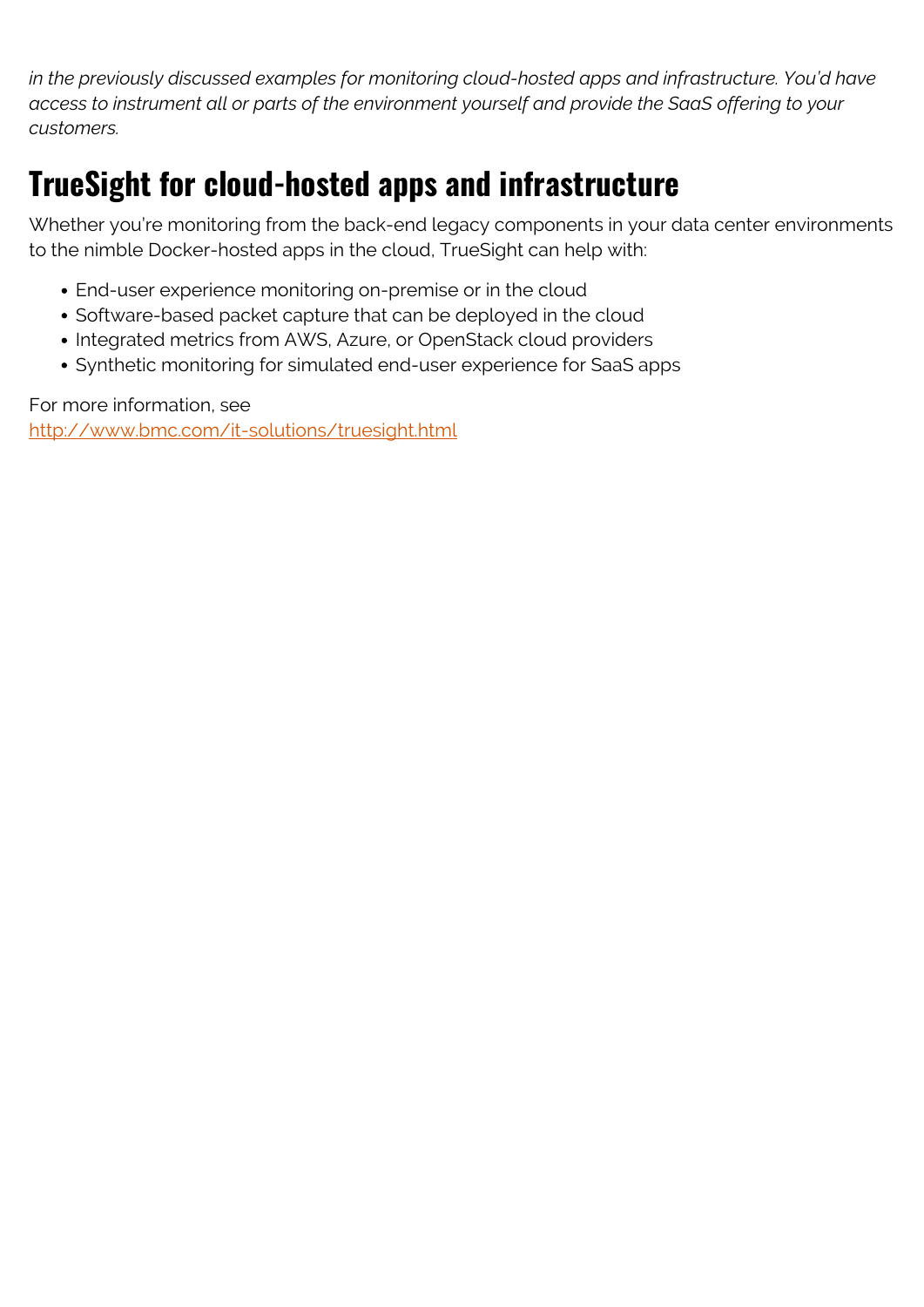*in the previously discussed examples for monitoring cloud-hosted apps and infrastructure. You'd have access to instrument all or parts of the environment yourself and provide the SaaS offering to your customers.*

## TrueSight for cloud-hosted apps and infrastructure

Whether you're monitoring from the back-end legacy components in your data center environments to the nimble Docker-hosted apps in the cloud, TrueSight can help with:

- End-user experience monitoring on-premise or in the cloud
- Software-based packet capture that can be deployed in the cloud
- Integrated metrics from AWS, Azure, or OpenStack cloud providers
- Synthetic monitoring for simulated end-user experience for SaaS apps

For more information, see
[http://www.bmc.com/it-solutions/truesight.html](http://www.bmc.com/it-solutions/truesight.html)